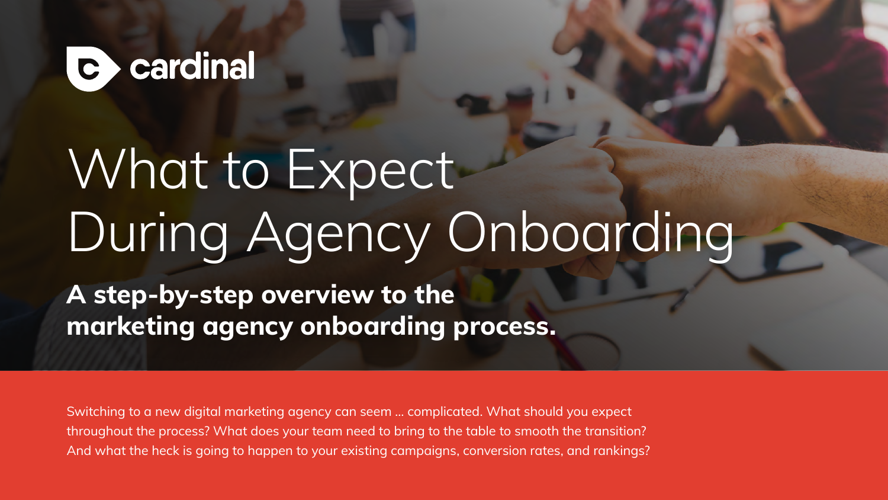cardinal

# What to Expect During Agency Onboarding

**A step-by-step overview to the marketing agency onboarding process.**

Switching to a new digital marketing agency can seem … complicated. What should you expect throughout the process? What does your team need to bring to the table to smooth the transition? And what the heck is going to happen to your existing campaigns, conversion rates, and rankings?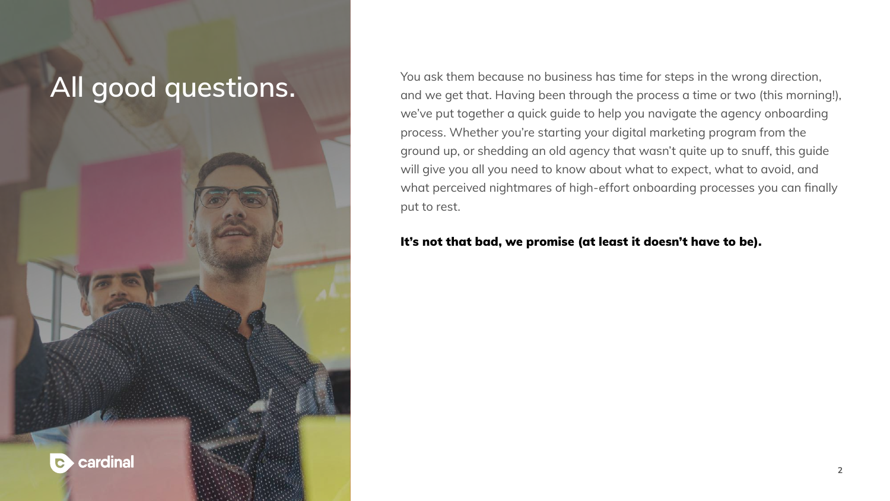# All good questions.

You ask them because no business has time for steps in the wrong direction, and we get that. Having been through the process a time or two (this morning!), we've put together a quick guide to help you navigate the agency onboarding process. Whether you're starting your digital marketing program from the ground up, or shedding an old agency that wasn't quite up to snuff, this guide will give you all you need to know about what to expect, what to avoid, and what perceived nightmares of high-effort onboarding processes you can finally put to rest.

**It's not that bad, we promise (at least it doesn't have to be).**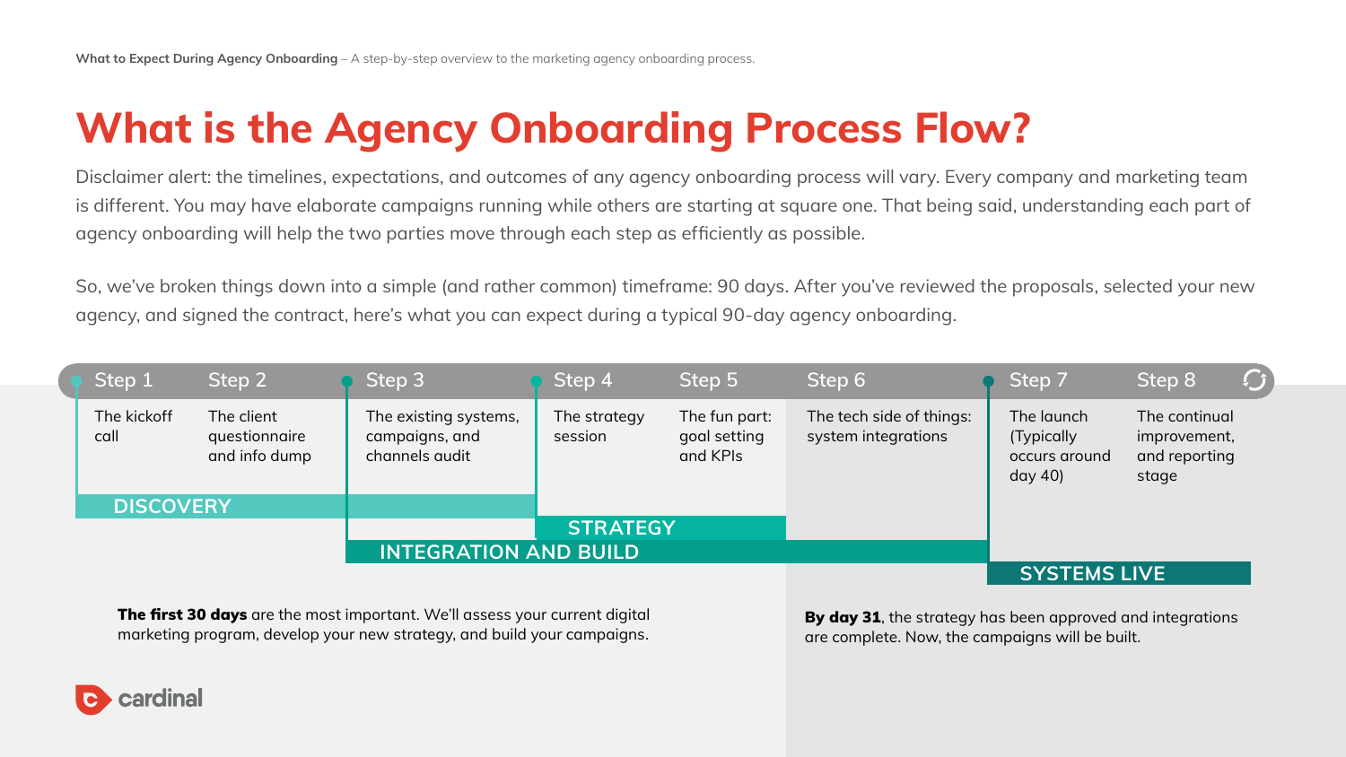# What is the Agency Onboarding Process Flow?

Disclaimer alert: the timelines, expectations, and outcomes of any agency onboarding process will vary. Every company and marketing team is different. You may have elaborate campaigns running while others are starting at square one. That being said, understanding each part of agency onboarding will help the two parties move through each step as efficiently as possible.

So, we've broken things down into a simple (and rather common) timeframe: 90 days. After you've reviewed the proposals, selected your new agency, and signed the contract, here's what you can expect during a typical 90-day agency onboarding.

| Step 1 | Step 2 | Step 3 | Step 4 | Step 5 | Step 6 | Step 7 | Step 8 |
|---|---|---|---|---|---|---|---|
| The kickoff call | The client questionnaire and info dump | The existing systems, campaigns, and channels audit | The strategy session | The fun part: goal setting and KPIs | The tech side of things: system integrations | The launch (Typically occurs around day 40) | The continual improvement, and reporting stage |

- **DISCOVERY**: Steps 1–3
- **STRATEGY**: Steps 4–5
- **INTEGRATION AND BUILD**: Steps 3–6
- **SYSTEMS LIVE**: Steps 7–8

**The first 30 days** are the most important. We'll assess your current digital marketing program, develop your new strategy, and build your campaigns.

**By day 31**, the strategy has been approved and integrations are complete. Now, the campaigns will be built.

cardinal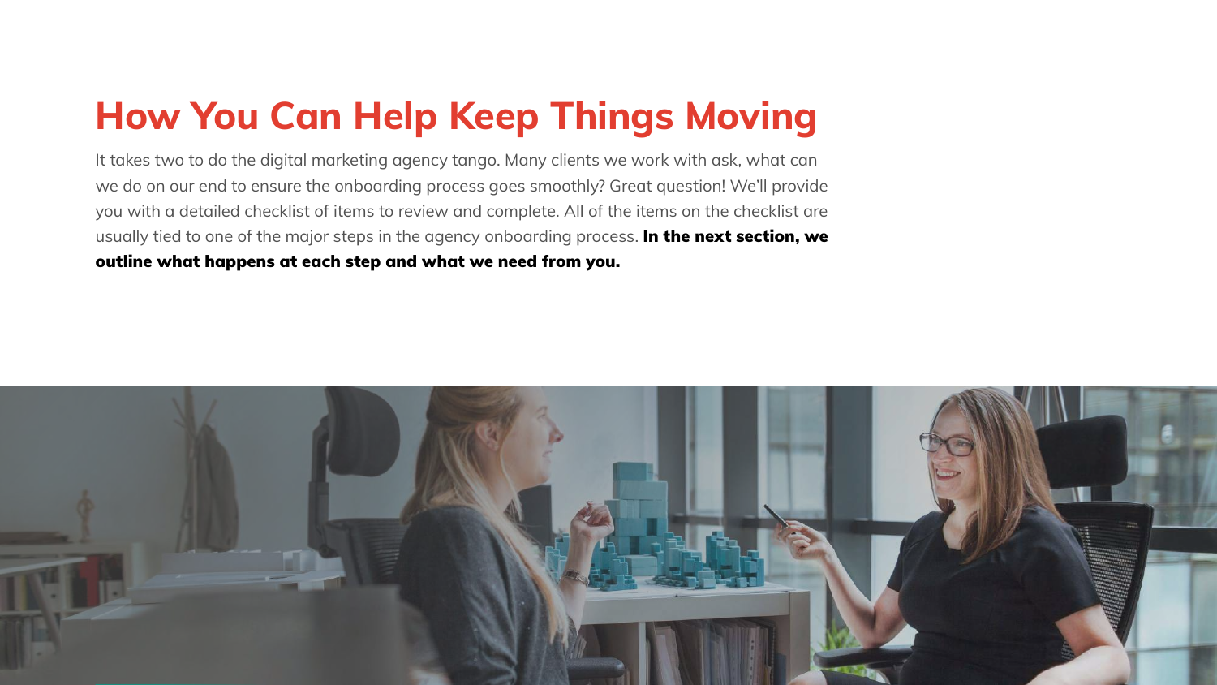# How You Can Help Keep Things Moving

It takes two to do the digital marketing agency tango. Many clients we work with ask, what can we do on our end to ensure the onboarding process goes smoothly? Great question! We'll provide you with a detailed checklist of items to review and complete. All of the items on the checklist are usually tied to one of the major steps in the agency onboarding process. **In the next section, we outline what happens at each step and what we need from you.**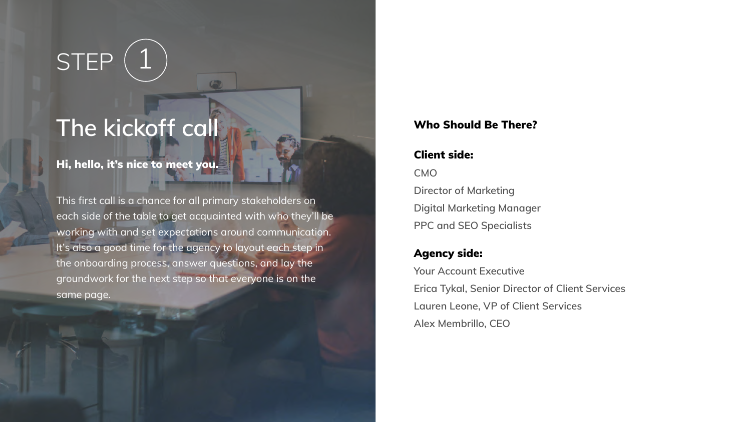# STEP 1

## The kickoff call

**Hi, hello, it's nice to meet you.**

This first call is a chance for all primary stakeholders on each side of the table to get acquainted with who they'll be working with and set expectations around communication. It's also a good time for the agency to layout each step in the onboarding process, answer questions, and lay the groundwork for the next step so that everyone is on the same page.

### Who Should Be There?

**Client side:**

CMO
Director of Marketing
Digital Marketing Manager
PPC and SEO Specialists

**Agency side:**

Your Account Executive
Erica Tykal, Senior Director of Client Services
Lauren Leone, VP of Client Services
Alex Membrillo, CEO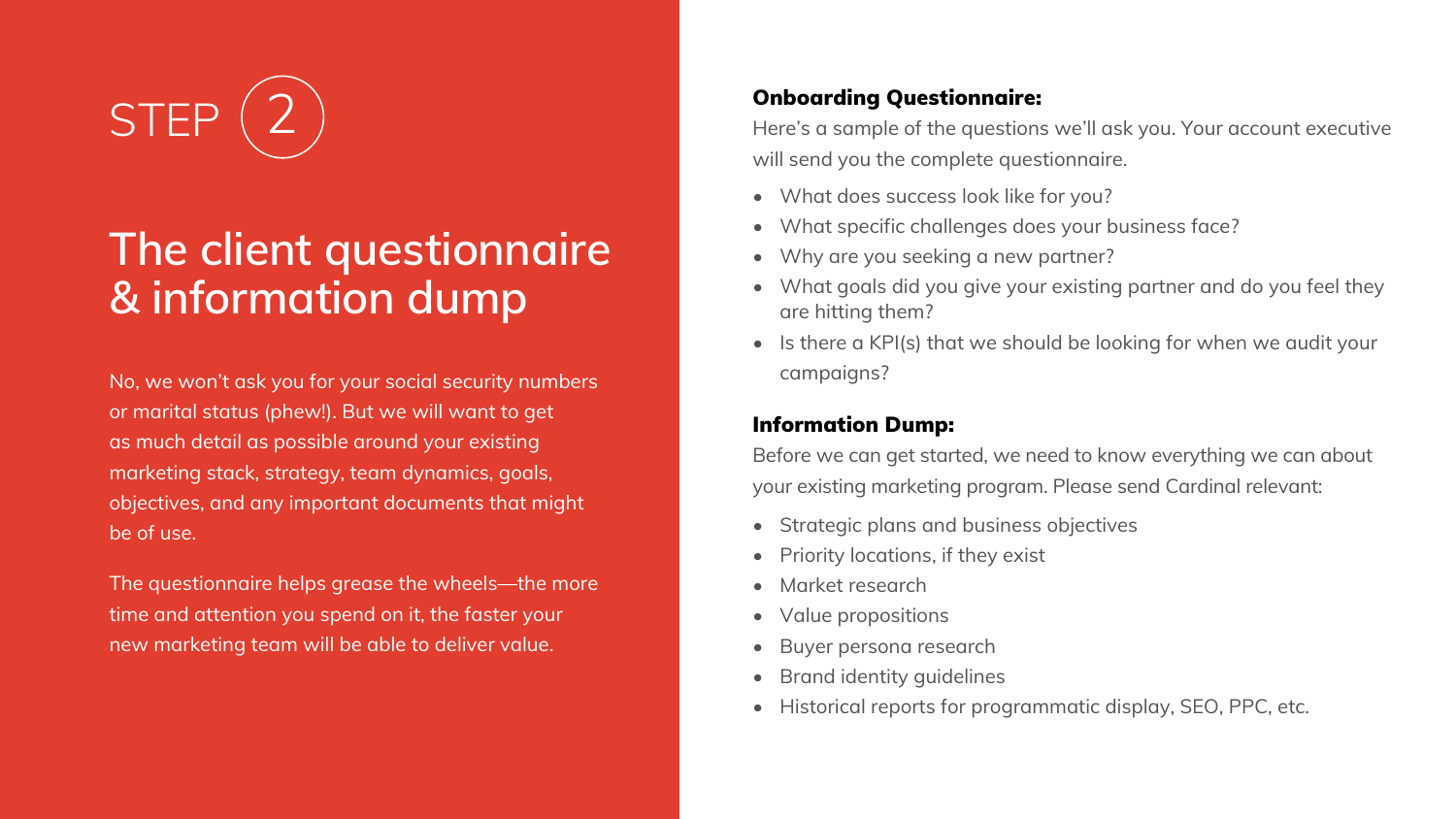STEP 2

# The client questionnaire & information dump

No, we won't ask you for your social security numbers or marital status (phew!). But we will want to get as much detail as possible around your existing marketing stack, strategy, team dynamics, goals, objectives, and any important documents that might be of use.

The questionnaire helps grease the wheels—the more time and attention you spend on it, the faster your new marketing team will be able to deliver value.

**Onboarding Questionnaire:**

Here's a sample of the questions we'll ask you. Your account executive will send you the complete questionnaire.

- What does success look like for you?
- What specific challenges does your business face?
- Why are you seeking a new partner?
- What goals did you give your existing partner and do you feel they are hitting them?
- Is there a KPI(s) that we should be looking for when we audit your campaigns?

**Information Dump:**

Before we can get started, we need to know everything we can about your existing marketing program. Please send Cardinal relevant:

- Strategic plans and business objectives
- Priority locations, if they exist
- Market research
- Value propositions
- Buyer persona research
- Brand identity guidelines
- Historical reports for programmatic display, SEO, PPC, etc.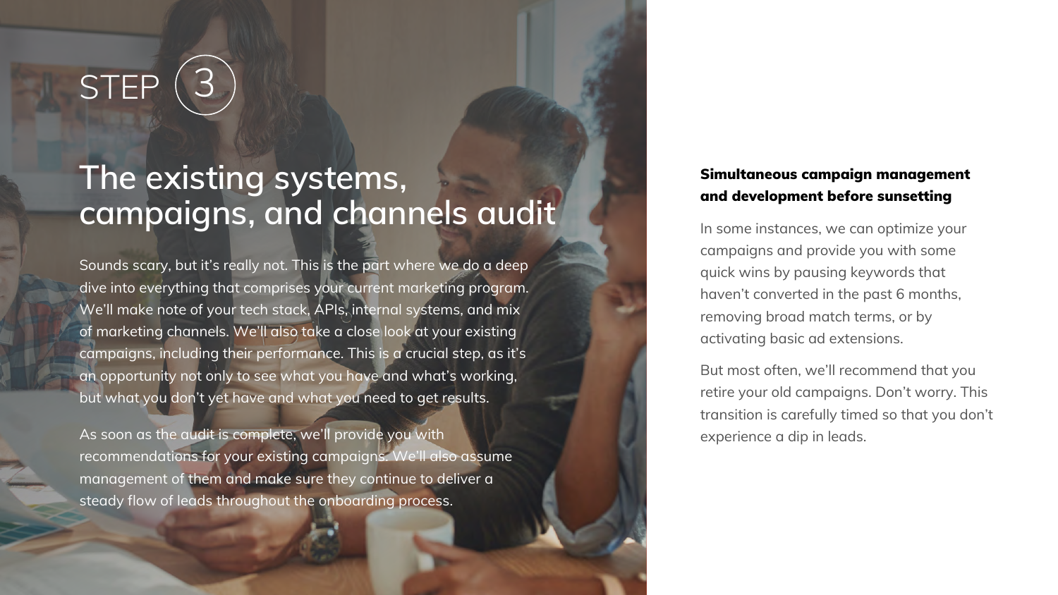STEP 3

# The existing systems, campaigns, and channels audit

Sounds scary, but it's really not. This is the part where we do a deep dive into everything that comprises your current marketing program. We'll make note of your tech stack, APIs, internal systems, and mix of marketing channels. We'll also take a close look at your existing campaigns, including their performance. This is a crucial step, as it's an opportunity not only to see what you have and what's working, but what you don't yet have and what you need to get results.

As soon as the audit is complete, we'll provide you with recommendations for your existing campaigns. We'll also assume management of them and make sure they continue to deliver a steady flow of leads throughout the onboarding process.

### Simultaneous campaign management and development before sunsetting

In some instances, we can optimize your campaigns and provide you with some quick wins by pausing keywords that haven't converted in the past 6 months, removing broad match terms, or by activating basic ad extensions.

But most often, we'll recommend that you retire your old campaigns. Don't worry. This transition is carefully timed so that you don't experience a dip in leads.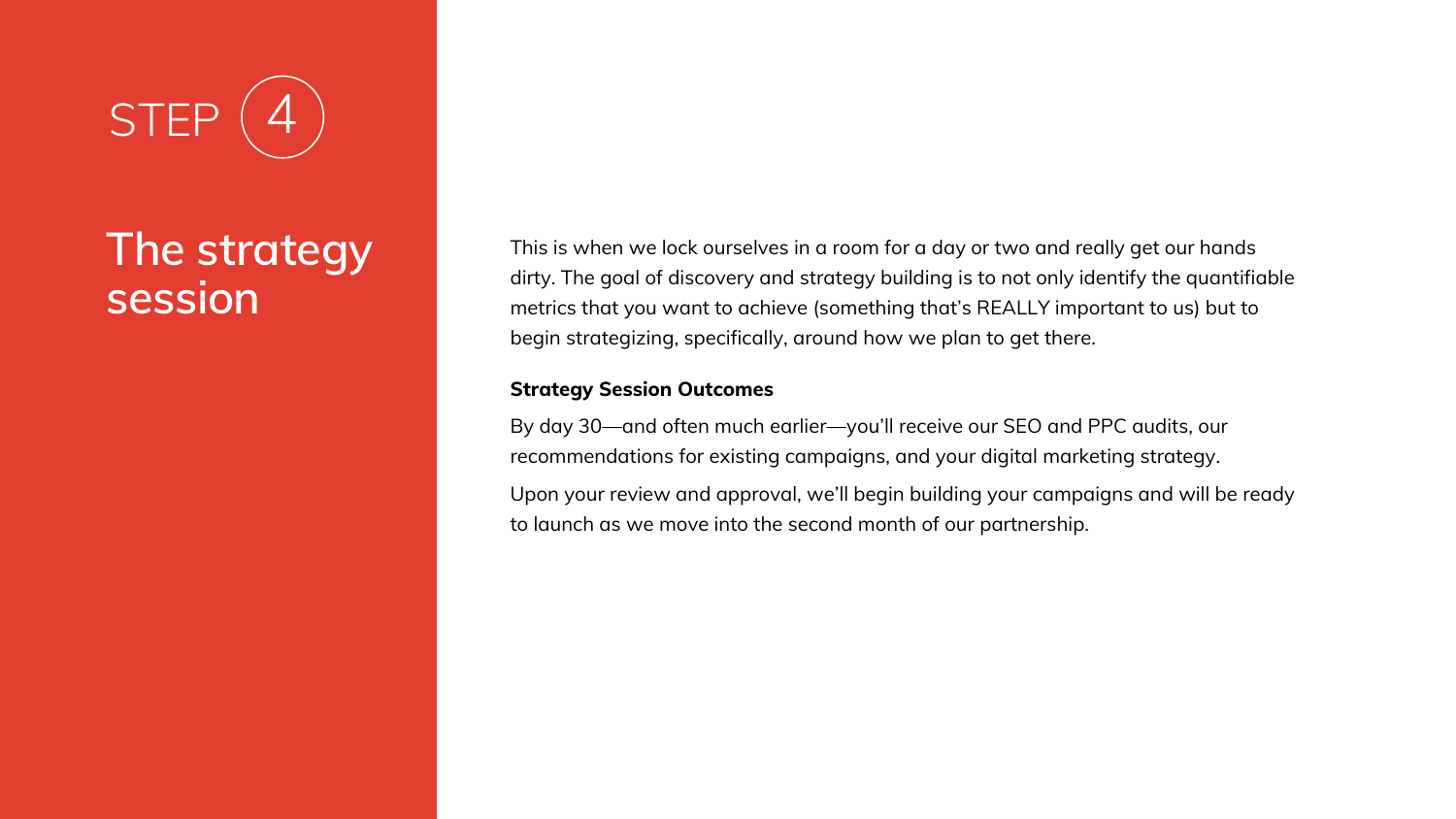STEP 4

# The strategy session

This is when we lock ourselves in a room for a day or two and really get our hands dirty. The goal of discovery and strategy building is to not only identify the quantifiable metrics that you want to achieve (something that's REALLY important to us) but to begin strategizing, specifically, around how we plan to get there.

**Strategy Session Outcomes**

By day 30—and often much earlier—you'll receive our SEO and PPC audits, our recommendations for existing campaigns, and your digital marketing strategy.

Upon your review and approval, we'll begin building your campaigns and will be ready to launch as we move into the second month of our partnership.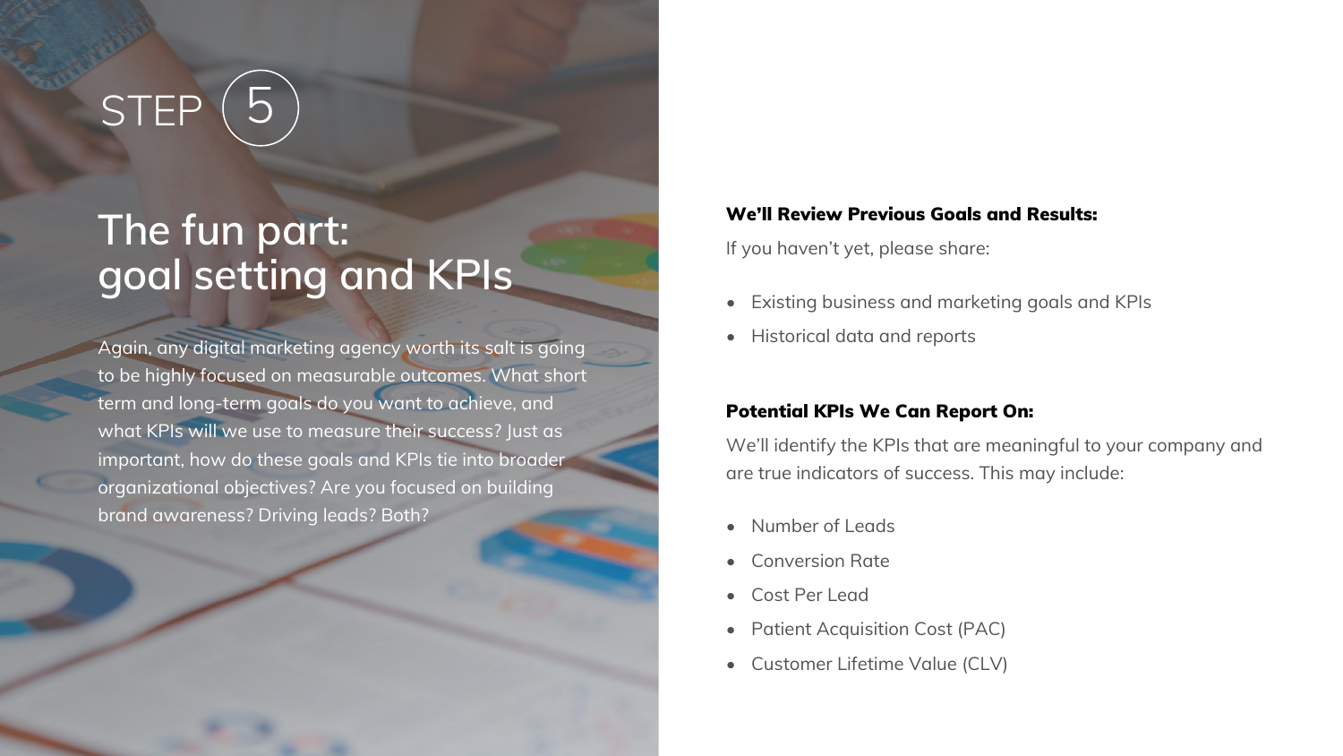STEP 5

# The fun part: goal setting and KPIs

Again, any digital marketing agency worth its salt is going to be highly focused on measurable outcomes. What short term and long-term goals do you want to achieve, and what KPIs will we use to measure their success? Just as important, how do these goals and KPIs tie into broader organizational objectives? Are you focused on building brand awareness? Driving leads? Both?

**We'll Review Previous Goals and Results:**

If you haven't yet, please share:

- Existing business and marketing goals and KPIs
- Historical data and reports

**Potential KPIs We Can Report On:**

We'll identify the KPIs that are meaningful to your company and are true indicators of success. This may include:

- Number of Leads
- Conversion Rate
- Cost Per Lead
- Patient Acquisition Cost (PAC)
- Customer Lifetime Value (CLV)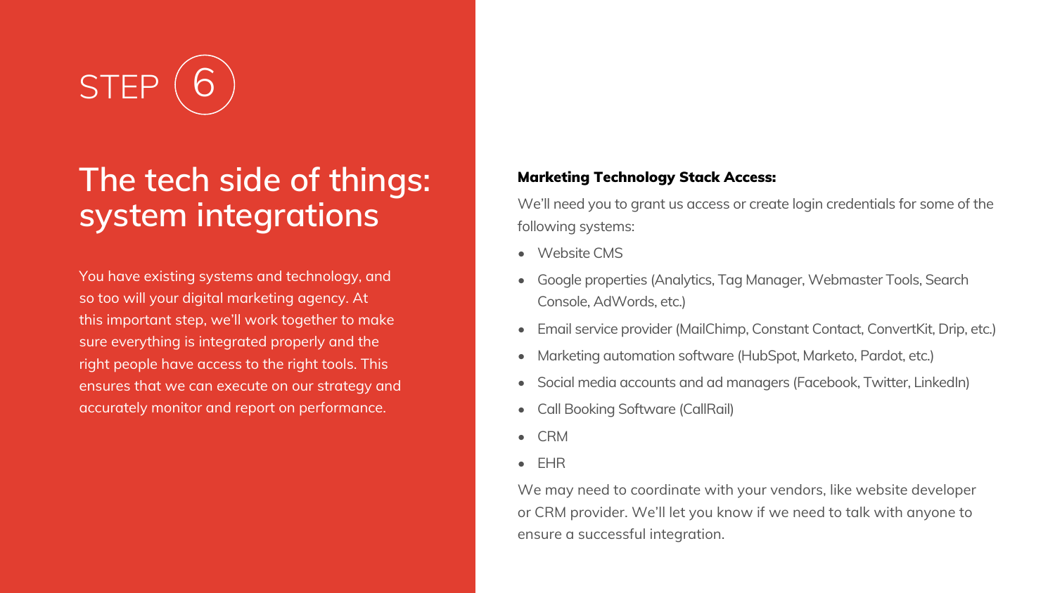STEP 6

# The tech side of things: system integrations

You have existing systems and technology, and so too will your digital marketing agency. At this important step, we'll work together to make sure everything is integrated properly and the right people have access to the right tools. This ensures that we can execute on our strategy and accurately monitor and report on performance.

**Marketing Technology Stack Access:**

We'll need you to grant us access or create login credentials for some of the following systems:

- Website CMS
- Google properties (Analytics, Tag Manager, Webmaster Tools, Search Console, AdWords, etc.)
- Email service provider (MailChimp, Constant Contact, ConvertKit, Drip, etc.)
- Marketing automation software (HubSpot, Marketo, Pardot, etc.)
- Social media accounts and ad managers (Facebook, Twitter, LinkedIn)
- Call Booking Software (CallRail)
- CRM
- EHR

We may need to coordinate with your vendors, like website developer or CRM provider. We'll let you know if we need to talk with anyone to ensure a successful integration.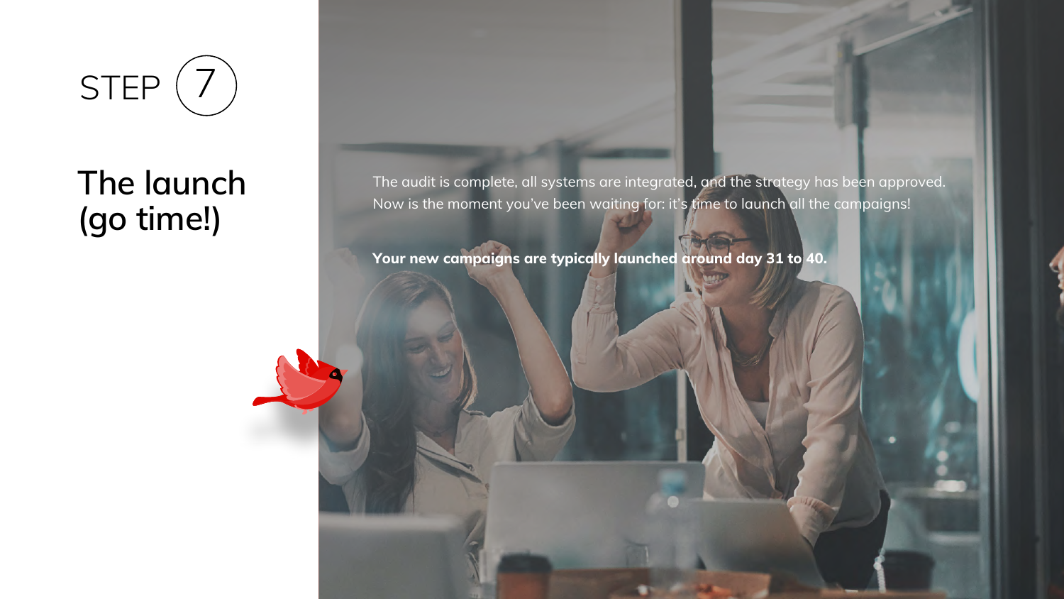STEP 7

# The launch (go time!)

The audit is complete, all systems are integrated, and the strategy has been approved. Now is the moment you've been waiting for: it's time to launch all the campaigns!

**Your new campaigns are typically launched around day 31 to 40.**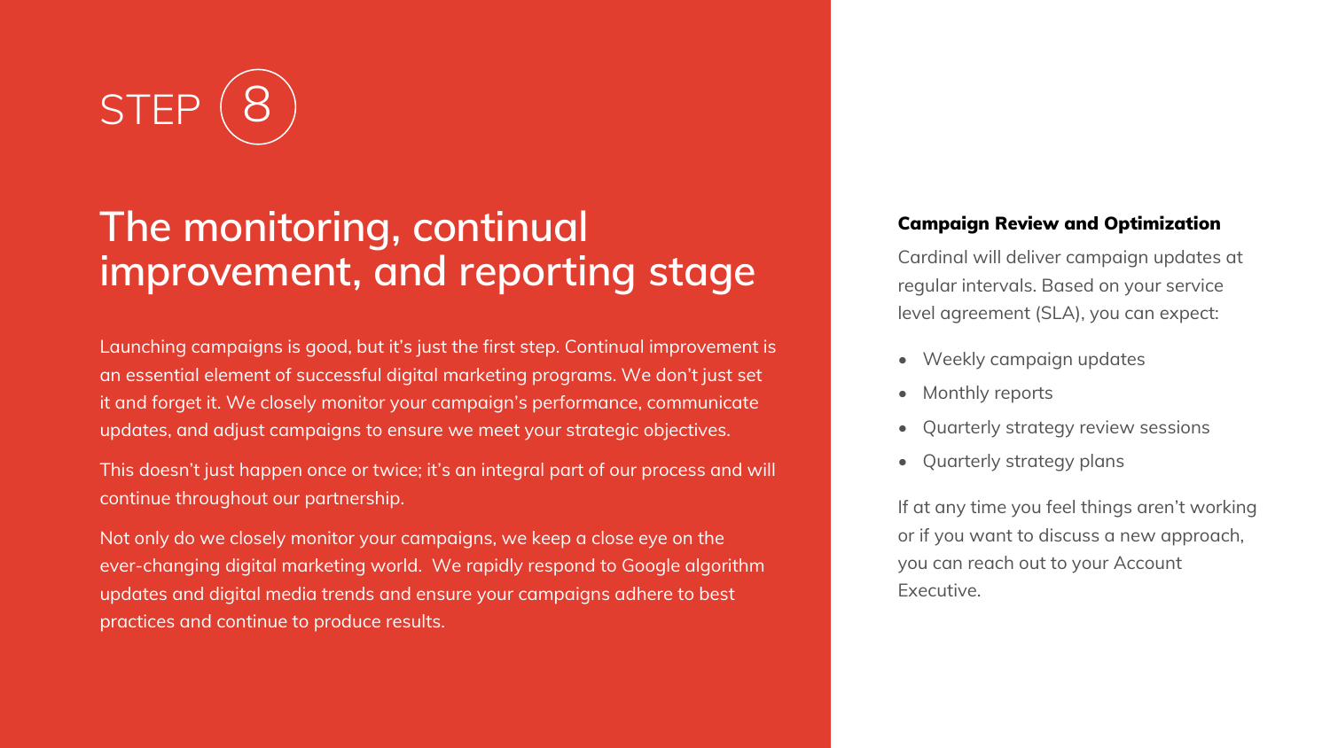STEP 8

# The monitoring, continual improvement, and reporting stage

Launching campaigns is good, but it's just the first step. Continual improvement is an essential element of successful digital marketing programs. We don't just set it and forget it. We closely monitor your campaign's performance, communicate updates, and adjust campaigns to ensure we meet your strategic objectives.

This doesn't just happen once or twice; it's an integral part of our process and will continue throughout our partnership.

Not only do we closely monitor your campaigns, we keep a close eye on the ever-changing digital marketing world. We rapidly respond to Google algorithm updates and digital media trends and ensure your campaigns adhere to best practices and continue to produce results.

**Campaign Review and Optimization**

Cardinal will deliver campaign updates at regular intervals. Based on your service level agreement (SLA), you can expect:

- Weekly campaign updates
- Monthly reports
- Quarterly strategy review sessions
- Quarterly strategy plans

If at any time you feel things aren't working or if you want to discuss a new approach, you can reach out to your Account Executive.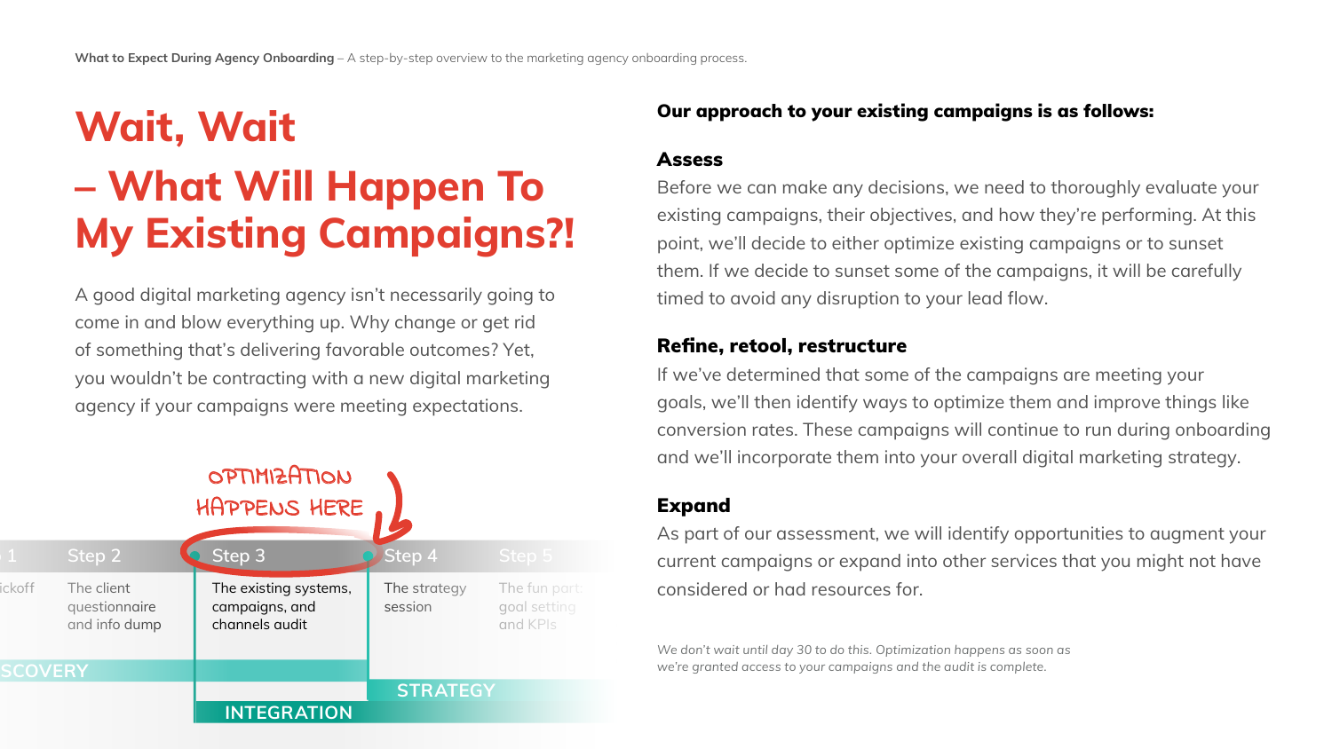# Wait, Wait – What Will Happen To My Existing Campaigns?!

A good digital marketing agency isn't necessarily going to come in and blow everything up. Why change or get rid of something that's delivering favorable outcomes? Yet, you wouldn't be contracting with a new digital marketing agency if your campaigns were meeting expectations.

OPTIMIZATION HAPPENS HERE

| Step 1 | Step 2 | Step 3 | Step 4 | Step 5 |
|---|---|---|---|---|
| Kickoff | The client questionnaire and info dump | The existing systems, campaigns, and channels audit | The strategy session | The fun part: goal setting and KPIs |

DISCOVERY

INTEGRATION

STRATEGY

**Our approach to your existing campaigns is as follows:**

### Assess

Before we can make any decisions, we need to thoroughly evaluate your existing campaigns, their objectives, and how they're performing. At this point, we'll decide to either optimize existing campaigns or to sunset them. If we decide to sunset some of the campaigns, it will be carefully timed to avoid any disruption to your lead flow.

### Refine, retool, restructure

If we've determined that some of the campaigns are meeting your goals, we'll then identify ways to optimize them and improve things like conversion rates. These campaigns will continue to run during onboarding and we'll incorporate them into your overall digital marketing strategy.

### Expand

As part of our assessment, we will identify opportunities to augment your current campaigns or expand into other services that you might not have considered or had resources for.

*We don't wait until day 30 to do this. Optimization happens as soon as we're granted access to your campaigns and the audit is complete.*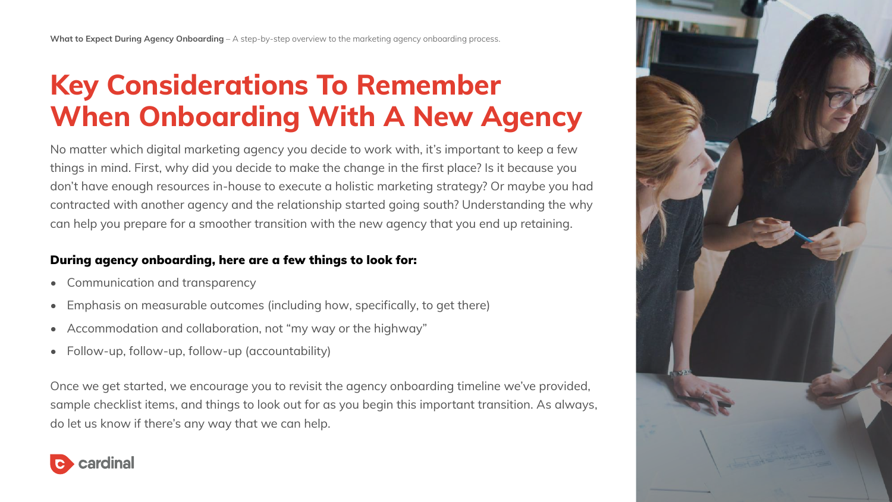# Key Considerations To Remember When Onboarding With A New Agency

No matter which digital marketing agency you decide to work with, it's important to keep a few things in mind. First, why did you decide to make the change in the first place? Is it because you don't have enough resources in-house to execute a holistic marketing strategy? Or maybe you had contracted with another agency and the relationship started going south? Understanding the why can help you prepare for a smoother transition with the new agency that you end up retaining.

**During agency onboarding, here are a few things to look for:**

- Communication and transparency
- Emphasis on measurable outcomes (including how, specifically, to get there)
- Accommodation and collaboration, not "my way or the highway"
- Follow-up, follow-up, follow-up (accountability)

Once we get started, we encourage you to revisit the agency onboarding timeline we've provided, sample checklist items, and things to look out for as you begin this important transition. As always, do let us know if there's any way that we can help.

cardinal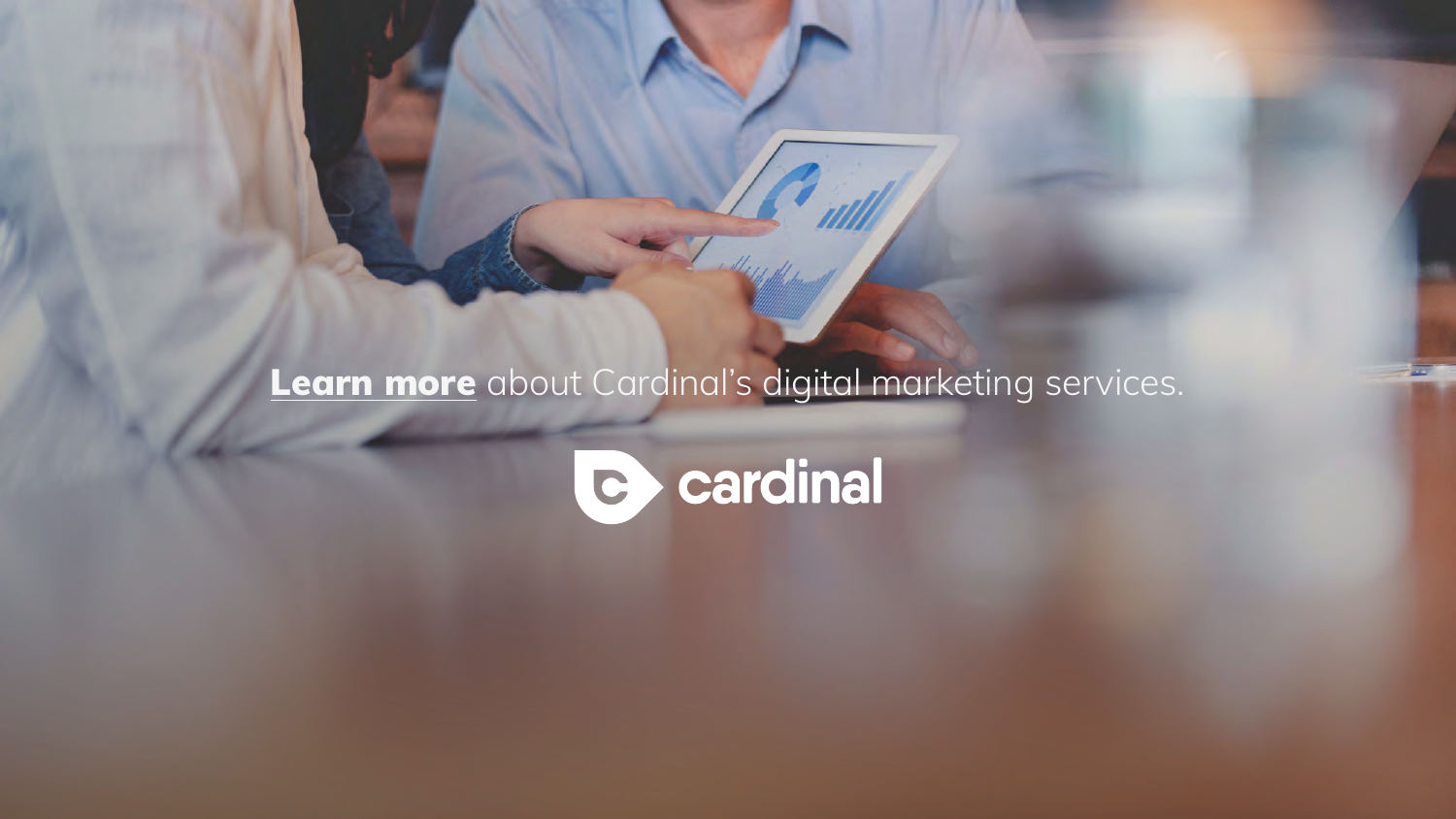**Learn more** about Cardinal's digital marketing services.

cardinal